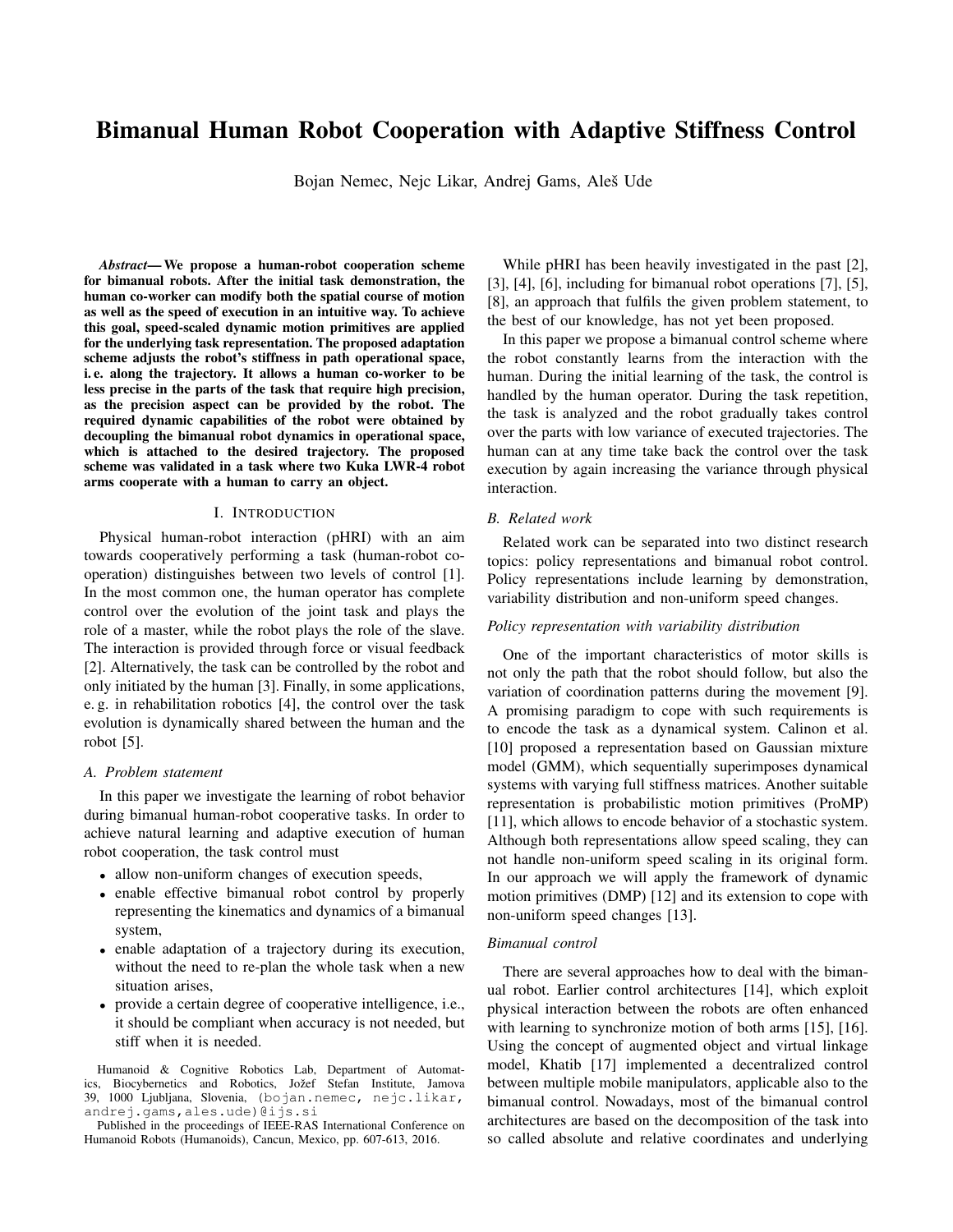# Bimanual Human Robot Cooperation with Adaptive Stiffness Control

Bojan Nemec, Nejc Likar, Andrej Gams, Aleš Ude

***Abstract*— We propose a human-robot cooperation scheme for bimanual robots. After the initial task demonstration, the human co-worker can modify both the spatial course of motion as well as the speed of execution in an intuitive way. To achieve this goal, speed-scaled dynamic motion primitives are applied for the underlying task representation. The proposed adaptation scheme adjusts the robot's stiffness in path operational space, i. e. along the trajectory. It allows a human co-worker to be less precise in the parts of the task that require high precision, as the precision aspect can be provided by the robot. The required dynamic capabilities of the robot were obtained by decoupling the bimanual robot dynamics in operational space, which is attached to the desired trajectory. The proposed scheme was validated in a task where two Kuka LWR-4 robot arms cooperate with a human to carry an object.**

## I. Introduction

Physical human-robot interaction (pHRI) with an aim towards cooperatively performing a task (human-robot cooperation) distinguishes between two levels of control [1]. In the most common one, the human operator has complete control over the evolution of the joint task and plays the role of a master, while the robot plays the role of the slave. The interaction is provided through force or visual feedback [2]. Alternatively, the task can be controlled by the robot and only initiated by the human [3]. Finally, in some applications, e. g. in rehabilitation robotics [4], the control over the task evolution is dynamically shared between the human and the robot [5].

### A. Problem statement

In this paper we investigate the learning of robot behavior during bimanual human-robot cooperative tasks. In order to achieve natural learning and adaptive execution of human robot cooperation, the task control must

- allow non-uniform changes of execution speeds,
- enable effective bimanual robot control by properly representing the kinematics and dynamics of a bimanual system,
- enable adaptation of a trajectory during its execution, without the need to re-plan the whole task when a new situation arises,
- provide a certain degree of cooperative intelligence, i.e., it should be compliant when accuracy is not needed, but stiff when it is needed.

Humanoid & Cognitive Robotics Lab, Department of Automatics, Biocybernetics and Robotics, Jožef Stefan Institute, Jamova 39, 1000 Ljubljana, Slovenia, (bojan.nemec, nejc.likar, andrej.gams,ales.ude)@ijs.si

Published in the proceedings of IEEE-RAS International Conference on Humanoid Robots (Humanoids), Cancun, Mexico, pp. 607-613, 2016.

While pHRI has been heavily investigated in the past [2], [3], [4], [6], including for bimanual robot operations [7], [5], [8], an approach that fulfils the given problem statement, to the best of our knowledge, has not yet been proposed.

In this paper we propose a bimanual control scheme where the robot constantly learns from the interaction with the human. During the initial learning of the task, the control is handled by the human operator. During the task repetition, the task is analyzed and the robot gradually takes control over the parts with low variance of executed trajectories. The human can at any time take back the control over the task execution by again increasing the variance through physical interaction.

### B. Related work

Related work can be separated into two distinct research topics: policy representations and bimanual robot control. Policy representations include learning by demonstration, variability distribution and non-uniform speed changes.

*Policy representation with variability distribution*

One of the important characteristics of motor skills is not only the path that the robot should follow, but also the variation of coordination patterns during the movement [9]. A promising paradigm to cope with such requirements is to encode the task as a dynamical system. Calinon et al. [10] proposed a representation based on Gaussian mixture model (GMM), which sequentially superimposes dynamical systems with varying full stiffness matrices. Another suitable representation is probabilistic motion primitives (ProMP) [11], which allows to encode behavior of a stochastic system. Although both representations allow speed scaling, they can not handle non-uniform speed scaling in its original form. In our approach we will apply the framework of dynamic motion primitives (DMP) [12] and its extension to cope with non-uniform speed changes [13].

*Bimanual control*

There are several approaches how to deal with the bimanual robot. Earlier control architectures [14], which exploit physical interaction between the robots are often enhanced with learning to synchronize motion of both arms [15], [16]. Using the concept of augmented object and virtual linkage model, Khatib [17] implemented a decentralized control between multiple mobile manipulators, applicable also to the bimanual control. Nowadays, most of the bimanual control architectures are based on the decomposition of the task into so called absolute and relative coordinates and underlying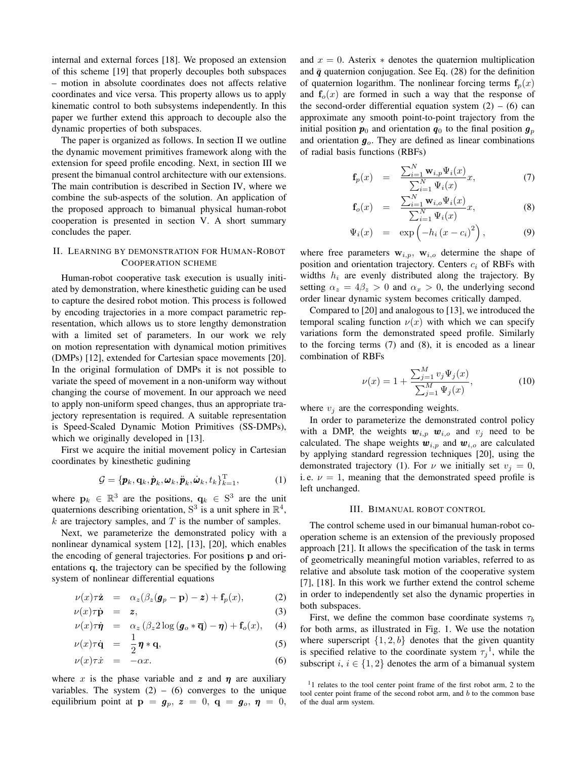internal and external forces [18]. We proposed an extension of this scheme [19] that properly decouples both subspaces – motion in absolute coordinates does not affects relative coordinates and vice versa. This property allows us to apply kinematic control to both subsystems independently. In this paper we further extend this approach to decouple also the dynamic properties of both subspaces.

The paper is organized as follows. In section II we outline the dynamic movement primitives framework along with the extension for speed profile encoding. Next, in section III we present the bimanual control architecture with our extensions. The main contribution is described in Section IV, where we combine the sub-aspects of the solution. An application of the proposed approach to bimanual physical human-robot cooperation is presented in section V. A short summary concludes the paper.

## II. Learning by demonstration for Human-Robot Cooperation scheme

Human-robot cooperative task execution is usually initiated by demonstration, where kinesthetic guiding can be used to capture the desired robot motion. This process is followed by encoding trajectories in a more compact parametric representation, which allows us to store lengthy demonstration with a limited set of parameters. In our work we rely on motion representation with dynamical motion primitives (DMPs) [12], extended for Cartesian space movements [20]. In the original formulation of DMPs it is not possible to variate the speed of movement in a non-uniform way without changing the course of movement. In our approach we need to apply non-uniform speed changes, thus an appropriate trajectory representation is required. A suitable representation is Speed-Scaled Dynamic Motion Primitives (SS-DMPs), which we originally developed in [13].

First we acquire the initial movement policy in Cartesian coordinates by kinesthetic gudining

$$\mathcal{G} = \{\boldsymbol{p}_k, \mathbf{q}_k, \dot{\boldsymbol{p}}_k, \boldsymbol{\omega}_k, \ddot{\boldsymbol{p}}_k, \dot{\boldsymbol{\omega}}_k, t_k\}_{k=1}^{\mathrm{T}}, \tag{1}$$

where $\mathbf{p}_k \in \mathbb{R}^3$ are the positions, $\mathbf{q}_k \in \mathrm{S}^3$ are the unit quaternions describing orientation, $\mathrm{S}^3$ is a unit sphere in $\mathbb{R}^4$, $k$ are trajectory samples, and $T$ is the number of samples.

Next, we parameterize the demonstrated policy with a nonlinear dynamical system [12], [13], [20], which enables the encoding of general trajectories. For positions $\mathbf{p}$ and orientations $\mathbf{q}$, the trajectory can be specified by the following system of nonlinear differential equations

$$\nu(x)\tau\dot{\mathbf{z}} = \alpha_z(\beta_z(\boldsymbol{g}_p - \mathbf{p}) - \boldsymbol{z}) + \mathbf{f}_p(x), \tag{2}$$

$$\nu(x)\tau\dot{\mathbf{p}} = \boldsymbol{z}, \tag{3}$$

$$\nu(x)\tau\dot{\boldsymbol{\eta}} = \alpha_z\left(\beta_z 2\log\left(\boldsymbol{g}_o * \overline{\mathbf{q}}\right) - \boldsymbol{\eta}\right) + \mathbf{f}_o(x), \tag{4}$$

$$\nu(x)\tau\dot{\mathbf{q}} = \frac{1}{2}\boldsymbol{\eta} * \mathbf{q}, \tag{5}$$

$$\nu(x)\tau\dot{x} = -\alpha x. \tag{6}$$

where $x$ is the phase variable and $\boldsymbol{z}$ and $\boldsymbol{\eta}$ are auxiliary variables. The system (2) – (6) converges to the unique equilibrium point at $\mathbf{p} = \boldsymbol{g}_p$, $\boldsymbol{z} = 0$, $\mathbf{q} = \boldsymbol{g}_o$, $\boldsymbol{\eta} = 0$, and $x = 0$. Asterix $*$ denotes the quaternion multiplication and $\bar{\boldsymbol{q}}$ quaternion conjugation. See Eq. (28) for the definition of quaternion logarithm. The nonlinear forcing terms $\mathbf{f}_p(x)$ and $\mathbf{f}_o(x)$ are formed in such a way that the response of the second-order differential equation system (2) – (6) can approximate any smooth point-to-point trajectory from the initial position $\boldsymbol{p}_0$ and orientation $\boldsymbol{q}_0$ to the final position $\boldsymbol{g}_p$ and orientation $\boldsymbol{g}_o$. They are defined as linear combinations of radial basis functions (RBFs)

$$\mathbf{f}_p(x) = \frac{\sum_{i=1}^{N} \mathbf{w}_{i,p}\Psi_i(x)}{\sum_{i=1}^{N}\Psi_i(x)}x, \tag{7}$$

$$\mathbf{f}_o(x) = \frac{\sum_{i=1}^{N} \mathbf{w}_{i,o}\Psi_i(x)}{\sum_{i=1}^{N}\Psi_i(x)}x, \tag{8}$$

$$\Psi_i(x) = \exp\left(-h_i\left(x - c_i\right)^2\right), \tag{9}$$

where free parameters $\mathbf{w}_{i,p}$, $\mathbf{w}_{i,o}$ determine the shape of position and orientation trajectory. Centers $c_i$ of RBFs with widths $h_i$ are evenly distributed along the trajectory. By setting $\alpha_z = 4\beta_z > 0$ and $\alpha_x > 0$, the underlying second order linear dynamic system becomes critically damped.

Compared to [20] and analogous to [13], we introduced the temporal scaling function $\nu(x)$ with which we can specify variations form the demonstrated speed profile. Similarly to the forcing terms (7) and (8), it is encoded as a linear combination of RBFs

$$\nu(x) = 1 + \frac{\sum_{j=1}^{M} v_j\Psi_j(x)}{\sum_{j=1}^{M}\Psi_j(x)}, \tag{10}$$

where $v_j$ are the corresponding weights.

In order to parameterize the demonstrated control policy with a DMP, the weights $\boldsymbol{w}_{i,p}$ $\boldsymbol{w}_{i,o}$ and $v_j$ need to be calculated. The shape weights $\boldsymbol{w}_{i,p}$ and $\boldsymbol{w}_{i,o}$ are calculated by applying standard regression techniques [20], using the demonstrated trajectory (1). For $\nu$ we initially set $v_j = 0$, i. e. $\nu = 1$, meaning that the demonstrated speed profile is left unchanged.

## III. Bimanual robot control

The control scheme used in our bimanual human-robot cooperation scheme is an extension of the previously proposed approach [21]. It allows the specification of the task in terms of geometrically meaningful motion variables, referred to as relative and absolute task motion of the cooperative system [7], [18]. In this work we further extend the control scheme in order to independently set also the dynamic properties in both subspaces.

First, we define the common base coordinate systems $\tau_b$ for both arms, as illustrated in Fig. 1. We use the notation where superscript $\{1, 2, b\}$ denotes that the given quantity is specified relative to the coordinate system $\tau_j$[1], while the subscript $i$, $i \in \{1, 2\}$ denotes the arm of a bimanual system

[1] 1 relates to the tool center point frame of the first robot arm, 2 to the tool center point frame of the second robot arm, and $b$ to the common base of the dual arm system.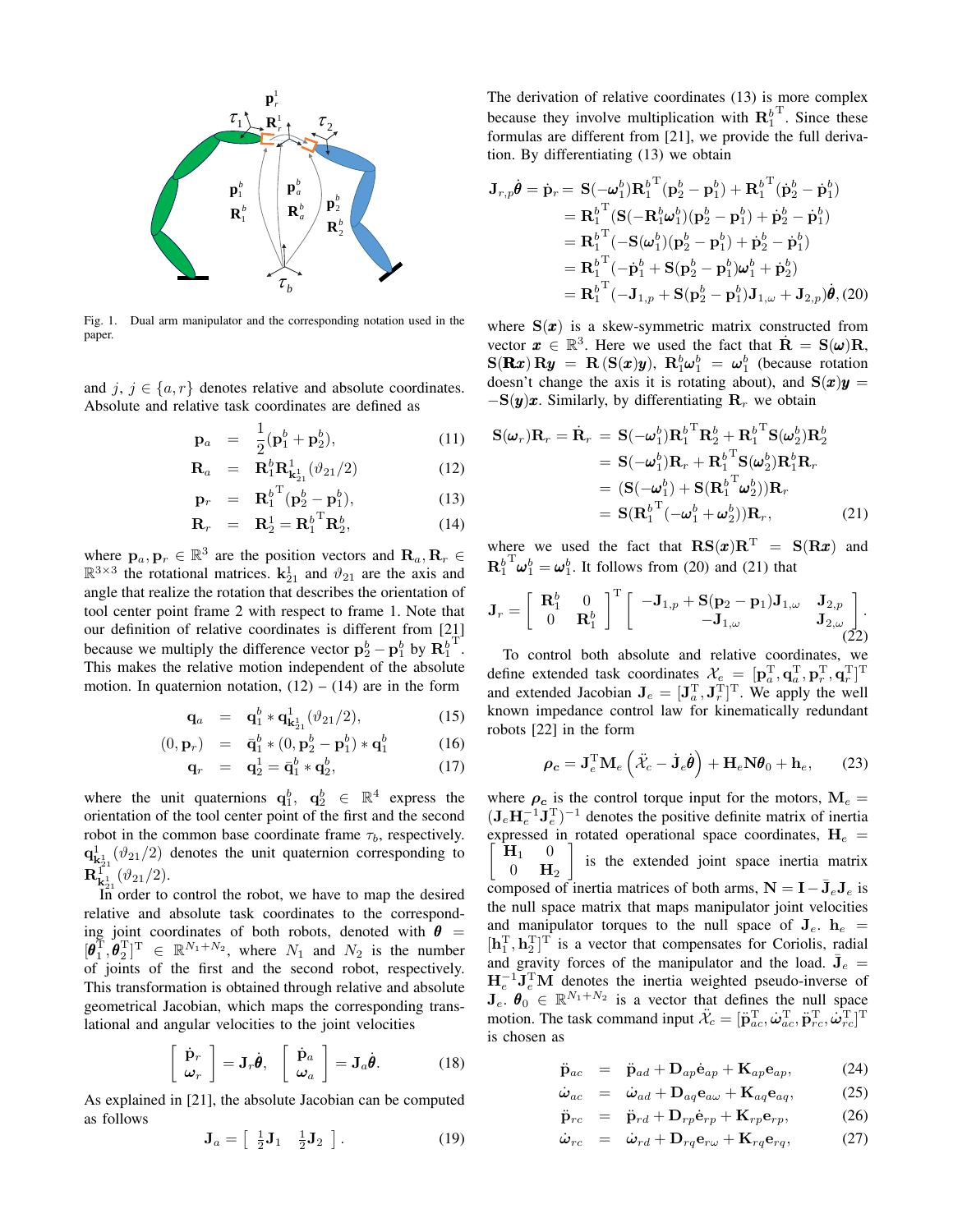Fig. 1. Dual arm manipulator and the corresponding notation used in the paper.

and $j$, $j \in \{a, r\}$ denotes relative and absolute coordinates. Absolute and relative task coordinates are defined as

$$\mathbf{p}_a = \frac{1}{2}(\mathbf{p}_1^b + \mathbf{p}_2^b), \tag{11}$$

$$\mathbf{R}_a = \mathbf{R}_1^b \mathbf{R}_{\mathbf{k}_{21}^1}^1(\vartheta_{21}/2) \tag{12}$$

$$\mathbf{p}_r = \mathbf{R}_1^{b\,\mathrm{T}}(\mathbf{p}_2^b - \mathbf{p}_1^b), \tag{13}$$

$$\mathbf{R}_r = \mathbf{R}_2^1 = \mathbf{R}_1^{b\,\mathrm{T}}\mathbf{R}_2^b, \tag{14}$$

where $\mathbf{p}_a, \mathbf{p}_r \in \mathbb{R}^3$ are the position vectors and $\mathbf{R}_a, \mathbf{R}_r \in \mathbb{R}^{3\times3}$ the rotational matrices. $\mathbf{k}_{21}^1$ and $\vartheta_{21}$ are the axis and angle that realize the rotation that describes the orientation of tool center point frame 2 with respect to frame 1. Note that our definition of relative coordinates is different from [21] because we multiply the difference vector $\mathbf{p}_2^b - \mathbf{p}_1^b$ by $\mathbf{R}_1^{b\,\mathrm{T}}$. This makes the relative motion independent of the absolute motion. In quaternion notation, (12) – (14) are in the form

$$\mathbf{q}_a = \mathbf{q}_1^b * \mathbf{q}_{\mathbf{k}_{21}^1}^1(\vartheta_{21}/2), \tag{15}$$

$$(0, \mathbf{p}_r) = \bar{\mathbf{q}}_1^b * (0, \mathbf{p}_2^b - \mathbf{p}_1^b) * \mathbf{q}_1^b \tag{16}$$

$$\mathbf{q}_r = \mathbf{q}_2^1 = \bar{\mathbf{q}}_1^b * \mathbf{q}_2^b, \tag{17}$$

where the unit quaternions $\mathbf{q}_1^b$, $\mathbf{q}_2^b \in \mathbb{R}^4$ express the orientation of the tool center point of the first and the second robot in the common base coordinate frame $\tau_b$, respectively. $\mathbf{q}_{\mathbf{k}_{21}^1}^1(\vartheta_{21}/2)$ denotes the unit quaternion corresponding to $\mathbf{R}_{\mathbf{k}_{21}^1}^1(\vartheta_{21}/2)$.

In order to control the robot, we have to map the desired relative and absolute task coordinates to the corresponding joint coordinates of both robots, denoted with $\boldsymbol{\theta} = [\boldsymbol{\theta}_1^{\mathrm{T}}, \boldsymbol{\theta}_2^{\mathrm{T}}]^{\mathrm{T}} \in \mathbb{R}^{N_1+N_2}$, where $N_1$ and $N_2$ is the number of joints of the first and the second robot, respectively. This transformation is obtained through relative and absolute geometrical Jacobian, which maps the corresponding translational and angular velocities to the joint velocities

$$\begin{bmatrix} \dot{\mathbf{p}}_r \\ \boldsymbol{\omega}_r \end{bmatrix} = \mathbf{J}_r\dot{\boldsymbol{\theta}}, \quad \begin{bmatrix} \dot{\mathbf{p}}_a \\ \boldsymbol{\omega}_a \end{bmatrix} = \mathbf{J}_a\dot{\boldsymbol{\theta}}. \tag{18}$$

As explained in [21], the absolute Jacobian can be computed as follows

$$\mathbf{J}_a = \begin{bmatrix} \frac{1}{2}\mathbf{J}_1 & \frac{1}{2}\mathbf{J}_2 \end{bmatrix}. \tag{19}$$

The derivation of relative coordinates (13) is more complex because they involve multiplication with $\mathbf{R}_1^{b\,\mathrm{T}}$. Since these formulas are different from [21], we provide the full derivation. By differentiating (13) we obtain

$$\begin{aligned}
\mathbf{J}_{r,p}\dot{\boldsymbol{\theta}} = \dot{\mathbf{p}}_r &= \mathbf{S}(-\boldsymbol{\omega}_1^b)\mathbf{R}_1^{b\,\mathrm{T}}(\mathbf{p}_2^b - \mathbf{p}_1^b) + \mathbf{R}_1^{b\,\mathrm{T}}(\dot{\mathbf{p}}_2^b - \dot{\mathbf{p}}_1^b) \\
&= \mathbf{R}_1^{b\,\mathrm{T}}(\mathbf{S}(-\mathbf{R}_1^b\boldsymbol{\omega}_1^b)(\mathbf{p}_2^b - \mathbf{p}_1^b) + \dot{\mathbf{p}}_2^b - \dot{\mathbf{p}}_1^b) \\
&= \mathbf{R}_1^{b\,\mathrm{T}}(-\mathbf{S}(\boldsymbol{\omega}_1^b)(\mathbf{p}_2^b - \mathbf{p}_1^b) + \dot{\mathbf{p}}_2^b - \dot{\mathbf{p}}_1^b) \\
&= \mathbf{R}_1^{b\,\mathrm{T}}(-\dot{\mathbf{p}}_1^b + \mathbf{S}(\mathbf{p}_2^b - \mathbf{p}_1^b)\boldsymbol{\omega}_1^b + \dot{\mathbf{p}}_2^b) \\
&= \mathbf{R}_1^{b\,\mathrm{T}}(-\mathbf{J}_{1,p} + \mathbf{S}(\mathbf{p}_2^b - \mathbf{p}_1^b)\mathbf{J}_{1,\omega} + \mathbf{J}_{2,p})\dot{\boldsymbol{\theta}},
\end{aligned} \tag{20}$$

where $\mathbf{S}(\boldsymbol{x})$ is a skew-symmetric matrix constructed from vector $\boldsymbol{x} \in \mathbb{R}^3$. Here we used the fact that $\dot{\mathbf{R}} = \mathbf{S}(\boldsymbol{\omega})\mathbf{R}$, $\mathbf{S}(\mathbf{R}\boldsymbol{x})\,\mathbf{R}\boldsymbol{y} = \mathbf{R}\,(\mathbf{S}(\boldsymbol{x})\boldsymbol{y})$, $\mathbf{R}_1^b\boldsymbol{\omega}_1^b = \boldsymbol{\omega}_1^b$ (because rotation doesn't change the axis it is rotating about), and $\mathbf{S}(\boldsymbol{x})\boldsymbol{y} = -\mathbf{S}(\boldsymbol{y})\boldsymbol{x}$. Similarly, by differentiating $\mathbf{R}_r$ we obtain

$$\begin{aligned}
\mathbf{S}(\boldsymbol{\omega}_r)\mathbf{R}_r = \dot{\mathbf{R}}_r &= \mathbf{S}(-\boldsymbol{\omega}_1^b)\mathbf{R}_1^{b\,\mathrm{T}}\mathbf{R}_2^b + \mathbf{R}_1^{b\,\mathrm{T}}\mathbf{S}(\boldsymbol{\omega}_2^b)\mathbf{R}_2^b \\
&= \mathbf{S}(-\boldsymbol{\omega}_1^b)\mathbf{R}_r + \mathbf{R}_1^{b\,\mathrm{T}}\mathbf{S}(\boldsymbol{\omega}_2^b)\mathbf{R}_1^b\mathbf{R}_r \\
&= (\mathbf{S}(-\boldsymbol{\omega}_1^b) + \mathbf{S}(\mathbf{R}_1^{b\,\mathrm{T}}\boldsymbol{\omega}_2^b))\mathbf{R}_r \\
&= \mathbf{S}(\mathbf{R}_1^{b\,\mathrm{T}}(-\boldsymbol{\omega}_1^b + \boldsymbol{\omega}_2^b))\mathbf{R}_r,
\end{aligned} \tag{21}$$

where we used the fact that $\mathbf{R}\mathbf{S}(\boldsymbol{x})\mathbf{R}^{\mathrm{T}} = \mathbf{S}(\mathbf{R}\boldsymbol{x})$ and $\mathbf{R}_1^{b\,\mathrm{T}}\boldsymbol{\omega}_1^b = \boldsymbol{\omega}_1^b$. It follows from (20) and (21) that

$$\mathbf{J}_r = \begin{bmatrix} \mathbf{R}_1^b & 0 \\ 0 & \mathbf{R}_1^b \end{bmatrix}^{\mathrm{T}} \begin{bmatrix} -\mathbf{J}_{1,p} + \mathbf{S}(\mathbf{p}_2 - \mathbf{p}_1)\mathbf{J}_{1,\omega} & \mathbf{J}_{2,p} \\ -\mathbf{J}_{1,\omega} & \mathbf{J}_{2,\omega} \end{bmatrix}. \tag{22}$$

To control both absolute and relative coordinates, we define extended task coordinates $\mathcal{X}_e = [\mathbf{p}_a^{\mathrm{T}}, \mathbf{q}_a^{\mathrm{T}}, \mathbf{p}_r^{\mathrm{T}}, \mathbf{q}_r^{\mathrm{T}}]^{\mathrm{T}}$ and extended Jacobian $\mathbf{J}_e = [\mathbf{J}_a^{\mathrm{T}}, \mathbf{J}_r^{\mathrm{T}}]^{\mathrm{T}}$. We apply the well known impedance control law for kinematically redundant robots [22] in the form

$$\boldsymbol{\rho_c} = \mathbf{J}_e^{\mathrm{T}}\mathbf{M}_e\left(\ddot{\mathcal{X}}_c - \dot{\mathbf{J}}_e\dot{\boldsymbol{\theta}}\right) + \mathbf{H}_e\mathbf{N}\boldsymbol{\theta}_0 + \mathbf{h}_e, \tag{23}$$

where $\boldsymbol{\rho_c}$ is the control torque input for the motors, $\mathbf{M}_e = (\mathbf{J}_e\mathbf{H}_e^{-1}\mathbf{J}_e^{\mathrm{T}})^{-1}$ denotes the positive definite matrix of inertia expressed in rotated operational space coordinates, $\mathbf{H}_e = \begin{bmatrix} \mathbf{H}_1 & 0 \\ 0 & \mathbf{H}_2 \end{bmatrix}$ is the extended joint space inertia matrix composed of inertia matrices of both arms, $\mathbf{N} = \mathbf{I} - \bar{\mathbf{J}}_e\mathbf{J}_e$ is the null space matrix that maps manipulator joint velocities and manipulator torques to the null space of $\mathbf{J}_e$. $\mathbf{h}_e = [\mathbf{h}_1^{\mathrm{T}}, \mathbf{h}_2^{\mathrm{T}}]^{\mathrm{T}}$ is a vector that compensates for Coriolis, radial and gravity forces of the manipulator and the load. $\bar{\mathbf{J}}_e = \mathbf{H}_e^{-1}\mathbf{J}_e^{\mathrm{T}}\mathbf{M}$ denotes the inertia weighted pseudo-inverse of $\mathbf{J}_e$. $\boldsymbol{\theta}_0 \in \mathbb{R}^{N_1+N_2}$ is a vector that defines the null space motion. The task command input $\ddot{\mathcal{X}}_c = [\ddot{\mathbf{p}}_{ac}^{\mathrm{T}}, \dot{\boldsymbol{\omega}}_{ac}^{\mathrm{T}}, \ddot{\mathbf{p}}_{rc}^{\mathrm{T}}, \dot{\boldsymbol{\omega}}_{rc}^{\mathrm{T}}]^{\mathrm{T}}$ is chosen as

$$\ddot{\mathbf{p}}_{ac} = \ddot{\mathbf{p}}_{ad} + \mathbf{D}_{ap}\dot{\mathbf{e}}_{ap} + \mathbf{K}_{ap}\mathbf{e}_{ap}, \tag{24}$$

$$\dot{\boldsymbol{\omega}}_{ac} = \dot{\boldsymbol{\omega}}_{ad} + \mathbf{D}_{aq}\mathbf{e}_{a\omega} + \mathbf{K}_{aq}\mathbf{e}_{aq}, \tag{25}$$

$$\ddot{\mathbf{p}}_{rc} = \ddot{\mathbf{p}}_{rd} + \mathbf{D}_{rp}\dot{\mathbf{e}}_{rp} + \mathbf{K}_{rp}\mathbf{e}_{rp}, \tag{26}$$

$$\dot{\boldsymbol{\omega}}_{rc} = \dot{\boldsymbol{\omega}}_{rd} + \mathbf{D}_{rq}\mathbf{e}_{r\omega} + \mathbf{K}_{rq}\mathbf{e}_{rq}, \tag{27}$$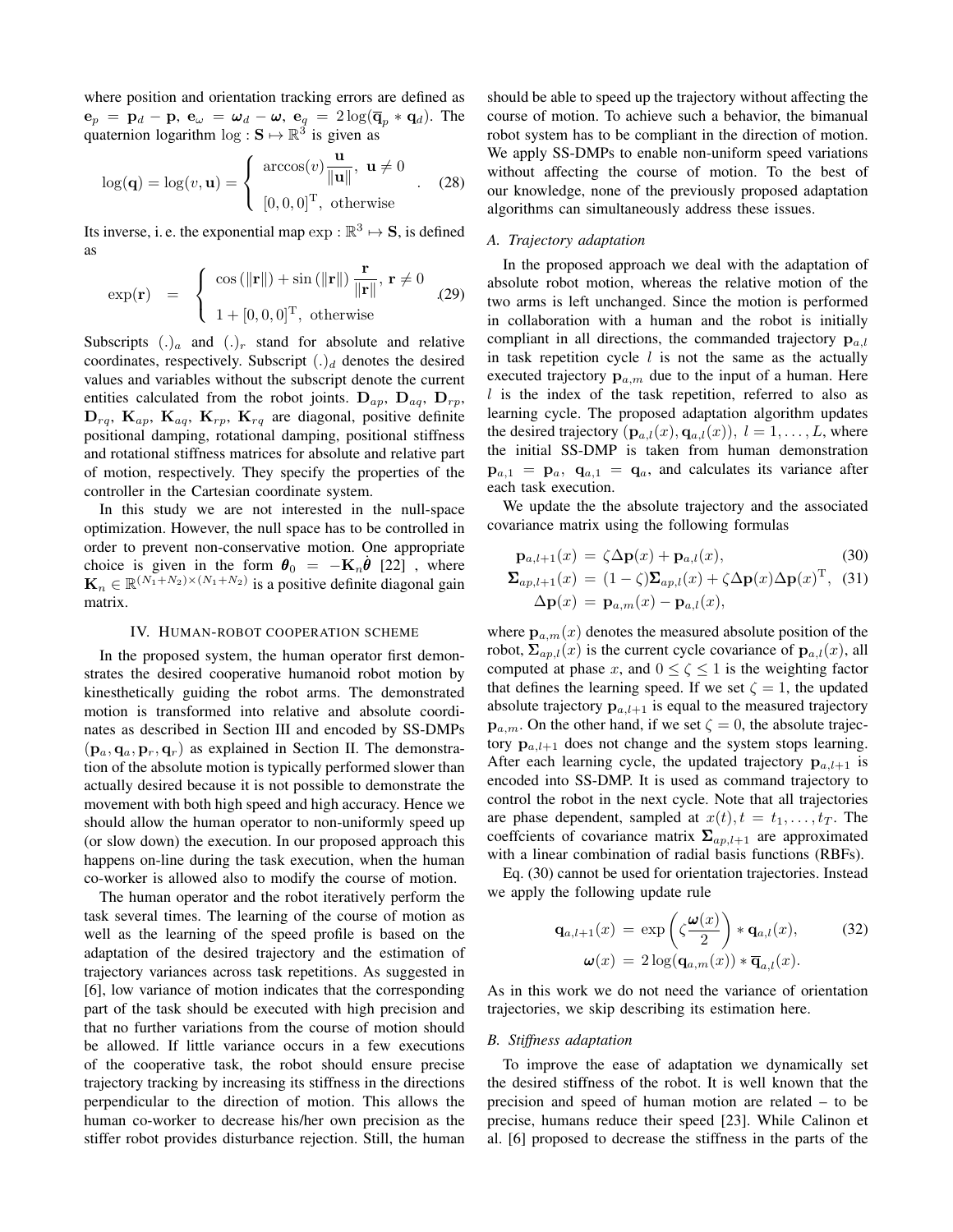where position and orientation tracking errors are defined as $\mathbf{e}_p = \mathbf{p}_d - \mathbf{p}$, $\mathbf{e}_\omega = \boldsymbol{\omega}_d - \boldsymbol{\omega}$, $\mathbf{e}_q = 2\log(\overline{\mathbf{q}}_p * \mathbf{q}_d)$. The quaternion logarithm $\log : \mathbf{S} \mapsto \mathbb{R}^3$ is given as

$$\log(\mathbf{q}) = \log(v, \mathbf{u}) = \begin{cases} \arccos(v)\dfrac{\mathbf{u}}{\|\mathbf{u}\|}, \ \mathbf{u} \neq 0 \\ [0, 0, 0]^{\mathrm{T}}, \ \text{otherwise} \end{cases}. \quad (28)$$

Its inverse, i. e. the exponential map $\exp : \mathbb{R}^3 \mapsto \mathbf{S}$, is defined as

$$\exp(\mathbf{r}) = \begin{cases} \cos(\|\mathbf{r}\|) + \sin(\|\mathbf{r}\|)\dfrac{\mathbf{r}}{\|\mathbf{r}\|}, \ \mathbf{r} \neq 0 \\ 1 + [0, 0, 0]^{\mathrm{T}}, \ \text{otherwise} \end{cases}. \quad (29)$$

Subscripts $(.)_a$ and $(.)_r$ stand for absolute and relative coordinates, respectively. Subscript $(.)_d$ denotes the desired values and variables without the subscript denote the current entities calculated from the robot joints. $\mathbf{D}_{ap}$, $\mathbf{D}_{aq}$, $\mathbf{D}_{rp}$, $\mathbf{D}_{rq}$, $\mathbf{K}_{ap}$, $\mathbf{K}_{aq}$, $\mathbf{K}_{rp}$, $\mathbf{K}_{rq}$ are diagonal, positive definite positional damping, rotational damping, positional stiffness and rotational stiffness matrices for absolute and relative part of motion, respectively. They specify the properties of the controller in the Cartesian coordinate system.

In this study we are not interested in the null-space optimization. However, the null space has to be controlled in order to prevent non-conservative motion. One appropriate choice is given in the form $\boldsymbol{\theta}_0 = -\mathbf{K}_n\dot{\boldsymbol{\theta}}$ [22] , where $\mathbf{K}_n \in \mathbb{R}^{(N_1+N_2)\times(N_1+N_2)}$ is a positive definite diagonal gain matrix.

## IV. Human-robot cooperation scheme

In the proposed system, the human operator first demonstrates the desired cooperative humanoid robot motion by kinesthetically guiding the robot arms. The demonstrated motion is transformed into relative and absolute coordinates as described in Section III and encoded by SS-DMPs $(\mathbf{p}_a, \mathbf{q}_a, \mathbf{p}_r, \mathbf{q}_r)$ as explained in Section II. The demonstration of the absolute motion is typically performed slower than actually desired because it is not possible to demonstrate the movement with both high speed and high accuracy. Hence we should allow the human operator to non-uniformly speed up (or slow down) the execution. In our proposed approach this happens on-line during the task execution, when the human co-worker is allowed also to modify the course of motion.

The human operator and the robot iteratively perform the task several times. The learning of the course of motion as well as the learning of the speed profile is based on the adaptation of the desired trajectory and the estimation of trajectory variances across task repetitions. As suggested in [6], low variance of motion indicates that the corresponding part of the task should be executed with high precision and that no further variations from the course of motion should be allowed. If little variance occurs in a few executions of the cooperative task, the robot should ensure precise trajectory tracking by increasing its stiffness in the directions perpendicular to the direction of motion. This allows the human co-worker to decrease his/her own precision as the stiffer robot provides disturbance rejection. Still, the human should be able to speed up the trajectory without affecting the course of motion. To achieve such a behavior, the bimanual robot system has to be compliant in the direction of motion. We apply SS-DMPs to enable non-uniform speed variations without affecting the course of motion. To the best of our knowledge, none of the previously proposed adaptation algorithms can simultaneously address these issues.

### A. Trajectory adaptation

In the proposed approach we deal with the adaptation of absolute robot motion, whereas the relative motion of the two arms is left unchanged. Since the motion is performed in collaboration with a human and the robot is initially compliant in all directions, the commanded trajectory $\mathbf{p}_{a,l}$ in task repetition cycle $l$ is not the same as the actually executed trajectory $\mathbf{p}_{a,m}$ due to the input of a human. Here $l$ is the index of the task repetition, referred to also as learning cycle. The proposed adaptation algorithm updates the desired trajectory $(\mathbf{p}_{a,l}(x), \mathbf{q}_{a,l}(x))$, $l = 1, \ldots, L$, where the initial SS-DMP is taken from human demonstration $\mathbf{p}_{a,1} = \mathbf{p}_a$, $\mathbf{q}_{a,1} = \mathbf{q}_a$, and calculates its variance after each task execution.

We update the the absolute trajectory and the associated covariance matrix using the following formulas

$$\mathbf{p}_{a,l+1}(x) = \zeta\Delta\mathbf{p}(x) + \mathbf{p}_{a,l}(x), \quad (30)$$

$$\boldsymbol{\Sigma}_{ap,l+1}(x) = (1-\zeta)\boldsymbol{\Sigma}_{ap,l}(x) + \zeta\Delta\mathbf{p}(x)\Delta\mathbf{p}(x)^{\mathrm{T}}, \quad (31)$$

$$\Delta\mathbf{p}(x) = \mathbf{p}_{a,m}(x) - \mathbf{p}_{a,l}(x),$$

where $\mathbf{p}_{a,m}(x)$ denotes the measured absolute position of the robot, $\boldsymbol{\Sigma}_{ap,l}(x)$ is the current cycle covariance of $\mathbf{p}_{a,l}(x)$, all computed at phase $x$, and $0 \leq \zeta \leq 1$ is the weighting factor that defines the learning speed. If we set $\zeta = 1$, the updated absolute trajectory $\mathbf{p}_{a,l+1}$ is equal to the measured trajectory $\mathbf{p}_{a,m}$. On the other hand, if we set $\zeta = 0$, the absolute trajectory $\mathbf{p}_{a,l+1}$ does not change and the system stops learning. After each learning cycle, the updated trajectory $\mathbf{p}_{a,l+1}$ is encoded into SS-DMP. It is used as command trajectory to control the robot in the next cycle. Note that all trajectories are phase dependent, sampled at $x(t), t = t_1, \ldots, t_T$. The coeffcients of covariance matrix $\boldsymbol{\Sigma}_{ap,l+1}$ are approximated with a linear combination of radial basis functions (RBFs).

Eq. (30) cannot be used for orientation trajectories. Instead we apply the following update rule

$$\mathbf{q}_{a,l+1}(x) = \exp\left(\zeta\frac{\boldsymbol{\omega}(x)}{2}\right) * \mathbf{q}_{a,l}(x), \quad (32)$$

$$\boldsymbol{\omega}(x) = 2\log(\mathbf{q}_{a,m}(x)) * \overline{\mathbf{q}}_{a,l}(x).$$

As in this work we do not need the variance of orientation trajectories, we skip describing its estimation here.

### B. Stiffness adaptation

To improve the ease of adaptation we dynamically set the desired stiffness of the robot. It is well known that the precision and speed of human motion are related – to be precise, humans reduce their speed [23]. While Calinon et al. [6] proposed to decrease the stiffness in the parts of the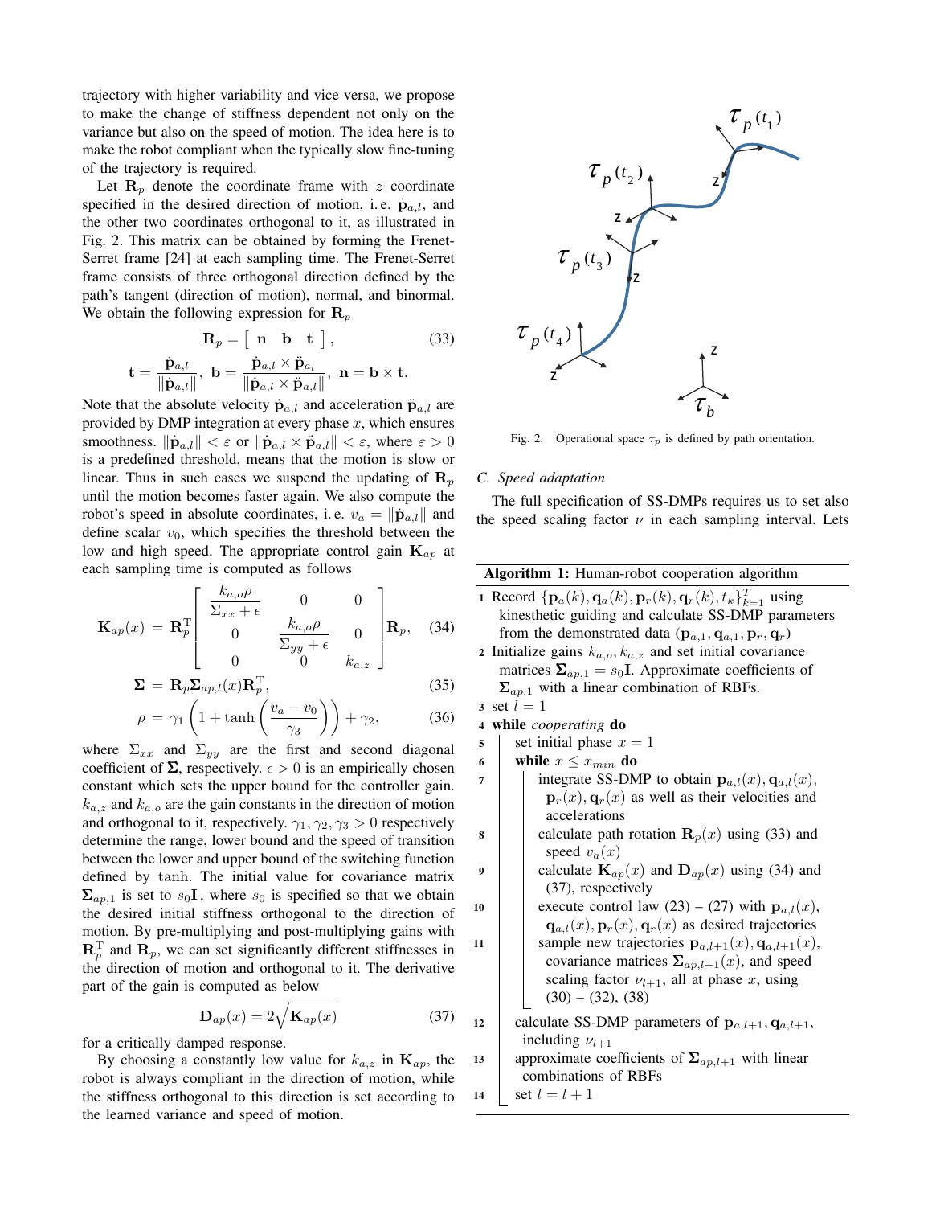trajectory with higher variability and vice versa, we propose to make the change of stiffness dependent not only on the variance but also on the speed of motion. The idea here is to make the robot compliant when the typically slow fine-tuning of the trajectory is required.

Let $\mathbf{R}_p$ denote the coordinate frame with $z$ coordinate specified in the desired direction of motion, i. e. $\dot{\mathbf{p}}_{a,l}$, and the other two coordinates orthogonal to it, as illustrated in Fig. 2. This matrix can be obtained by forming the Frenet-Serret frame [24] at each sampling time. The Frenet-Serret frame consists of three orthogonal direction defined by the path's tangent (direction of motion), normal, and binormal. We obtain the following expression for $\mathbf{R}_p$

$$\mathbf{R}_p = \left[\begin{array}{ccc} \mathbf{n} & \mathbf{b} & \mathbf{t} \end{array}\right], \tag{33}$$

$$\mathbf{t} = \frac{\dot{\mathbf{p}}_{a,l}}{\|\dot{\mathbf{p}}_{a,l}\|},\ \mathbf{b} = \frac{\dot{\mathbf{p}}_{a,l} \times \ddot{\mathbf{p}}_{a_l}}{\|\dot{\mathbf{p}}_{a,l} \times \ddot{\mathbf{p}}_{a,l}\|},\ \mathbf{n} = \mathbf{b} \times \mathbf{t}.$$

Note that the absolute velocity $\dot{\mathbf{p}}_{a,l}$ and acceleration $\ddot{\mathbf{p}}_{a,l}$ are provided by DMP integration at every phase $x$, which ensures smoothness. $\|\dot{\mathbf{p}}_{a,l}\| < \varepsilon$ or $\|\dot{\mathbf{p}}_{a,l} \times \ddot{\mathbf{p}}_{a,l}\| < \varepsilon$, where $\varepsilon > 0$ is a predefined threshold, means that the motion is slow or linear. Thus in such cases we suspend the updating of $\mathbf{R}_p$ until the motion becomes faster again. We also compute the robot's speed in absolute coordinates, i. e. $v_a = \|\dot{\mathbf{p}}_{a,l}\|$ and define scalar $v_0$, which specifies the threshold between the low and high speed. The appropriate control gain $\mathbf{K}_{ap}$ at each sampling time is computed as follows

$$\mathbf{K}_{ap}(x) = \mathbf{R}_p^{\mathrm{T}} \begin{bmatrix} \frac{k_{a,o}\rho}{\Sigma_{xx}+\epsilon} & 0 & 0 \\ 0 & \frac{k_{a,o}\rho}{\Sigma_{yy}+\epsilon} & 0 \\ 0 & 0 & k_{a,z} \end{bmatrix} \mathbf{R}_p, \tag{34}$$

$$\mathbf{\Sigma} = \mathbf{R}_p \mathbf{\Sigma}_{ap,l}(x) \mathbf{R}_p^{\mathrm{T}}, \tag{35}$$

$$\rho = \gamma_1 \left(1 + \tanh\left(\frac{v_a - v_0}{\gamma_3}\right)\right) + \gamma_2, \tag{36}$$

where $\Sigma_{xx}$ and $\Sigma_{yy}$ are the first and second diagonal coefficient of $\mathbf{\Sigma}$, respectively. $\epsilon > 0$ is an empirically chosen constant which sets the upper bound for the controller gain. $k_{a,z}$ and $k_{a,o}$ are the gain constants in the direction of motion and orthogonal to it, respectively. $\gamma_1, \gamma_2, \gamma_3 > 0$ respectively determine the range, lower bound and the speed of transition between the lower and upper bound of the switching function defined by tanh. The initial value for covariance matrix $\mathbf{\Sigma}_{ap,1}$ is set to $s_0\mathbf{I}$, where $s_0$ is specified so that we obtain the desired initial stiffness orthogonal to the direction of motion. By pre-multiplying and post-multiplying gains with $\mathbf{R}_p^{\mathrm{T}}$ and $\mathbf{R}_p$, we can set significantly different stiffnesses in the direction of motion and orthogonal to it. The derivative part of the gain is computed as below

$$\mathbf{D}_{ap}(x) = 2\sqrt{\mathbf{K}_{ap}(x)} \tag{37}$$

for a critically damped response.

By choosing a constantly low value for $k_{a,z}$ in $\mathbf{K}_{ap}$, the robot is always compliant in the direction of motion, while the stiffness orthogonal to this direction is set according to the learned variance and speed of motion.

Fig. 2. Operational space $\tau_p$ is defined by path orientation.

### C. Speed adaptation

The full specification of SS-DMPs requires us to set also the speed scaling factor $\nu$ in each sampling interval. Lets

**Algorithm 1:** Human-robot cooperation algorithm

1. Record $\{\mathbf{p}_a(k), \mathbf{q}_a(k), \mathbf{p}_r(k), \mathbf{q}_r(k), t_k\}_{k=1}^{T}$ using kinesthetic guiding and calculate SS-DMP parameters from the demonstrated data $(\mathbf{p}_{a,1}, \mathbf{q}_{a,1}, \mathbf{p}_r, \mathbf{q}_r)$
2. Initialize gains $k_{a,o}, k_{a,z}$ and set initial covariance matrices $\mathbf{\Sigma}_{ap,1} = s_0\mathbf{I}$. Approximate coefficients of $\mathbf{\Sigma}_{ap,1}$ with a linear combination of RBFs.
3. set $l = 1$
4. **while** *cooperating* **do**
5. set initial phase $x = 1$
6. **while** $x \le x_{min}$ **do**
7. integrate SS-DMP to obtain $\mathbf{p}_{a,l}(x), \mathbf{q}_{a,l}(x), \mathbf{p}_r(x), \mathbf{q}_r(x)$ as well as their velocities and accelerations
8. calculate path rotation $\mathbf{R}_p(x)$ using (33) and speed $v_a(x)$
9. calculate $\mathbf{K}_{ap}(x)$ and $\mathbf{D}_{ap}(x)$ using (34) and (37), respectively
10. execute control law (23) – (27) with $\mathbf{p}_{a,l}(x), \mathbf{q}_{a,l}(x), \mathbf{p}_r(x), \mathbf{q}_r(x)$ as desired trajectories
11. sample new trajectories $\mathbf{p}_{a,l+1}(x), \mathbf{q}_{a,l+1}(x)$, covariance matrices $\mathbf{\Sigma}_{ap,l+1}(x)$, and speed scaling factor $\nu_{l+1}$, all at phase $x$, using (30) – (32), (38)
12. calculate SS-DMP parameters of $\mathbf{p}_{a,l+1}, \mathbf{q}_{a,l+1}$, including $\nu_{l+1}$
13. approximate coefficients of $\mathbf{\Sigma}_{ap,l+1}$ with linear combinations of RBFs
14. set $l = l + 1$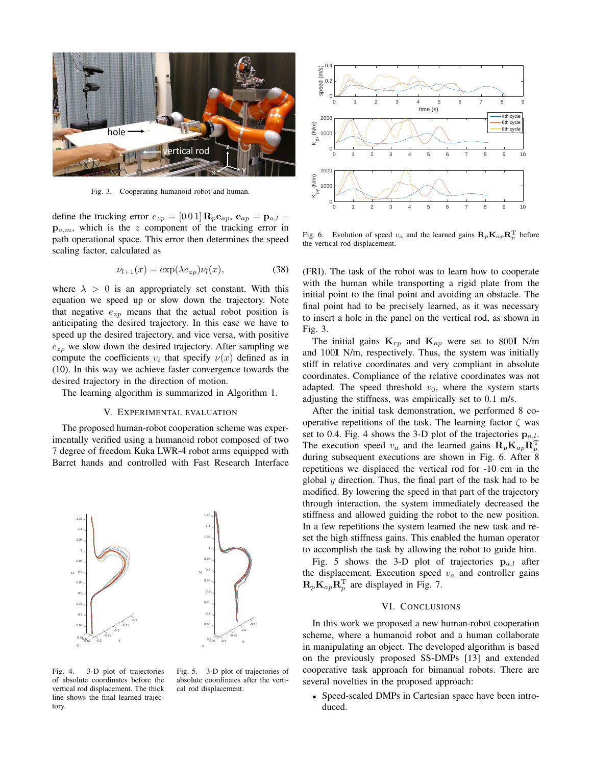Fig. 3. Cooperating humanoid robot and human.

define the tracking error $e_{zp} = [0\,0\,1]\,\mathbf{R}_p\mathbf{e}_{ap}$, $\mathbf{e}_{ap} = \mathbf{p}_{a,l} - \mathbf{p}_{a,m}$, which is the $z$ component of the tracking error in path operational space. This error then determines the speed scaling factor, calculated as

$$\nu_{l+1}(x) = \exp(\lambda e_{zp})\nu_l(x), \tag{38}$$

where $\lambda > 0$ is an appropriately set constant. With this equation we speed up or slow down the trajectory. Note that negative $e_{zp}$ means that the actual robot position is anticipating the desired trajectory. In this case we have to speed up the desired trajectory, and vice versa, with positive $e_{zp}$ we slow down the trajectory. After sampling we compute the coefficients $v_i$ that specify $\nu(x)$ defined as in (10). In this way we achieve faster convergence towards the desired trajectory in the direction of motion.

The learning algorithm is summarized in Algorithm 1.

## V. Experimental Evaluation

The proposed human-robot cooperation scheme was experimentally verified using a humanoid robot composed of two 7 degree of freedom Kuka LWR-4 robot arms equipped with Barret hands and controlled with Fast Research Interface (FRI). The task of the robot was to learn how to cooperate with the human while transporting a rigid plate from the initial point to the final point and avoiding an obstacle. The final point had to be precisely learned, as it was necessary to insert a hole in the panel on the vertical rod, as shown in Fig. 3.

Fig. 4. 3-D plot of trajectories of absolute coordinates before the vertical rod displacement. The thick line shows the final learned trajectory.

Fig. 5. 3-D plot of trajectories of absolute coordinates after the vertical rod displacement.

Fig. 6. Evolution of speed $v_a$ and the learned gains $\mathbf{R}_p\mathbf{K}_{ap}\mathbf{R}_p^{\mathrm{T}}$ before the vertical rod displacement.

The initial gains $\mathbf{K}_{rp}$ and $\mathbf{K}_{ap}$ were set to $800\mathbf{I}$ N/m and $100\mathbf{I}$ N/m, respectively. Thus, the system was initially stiff in relative coordinates and very compliant in absolute coordinates. Compliance of the relative coordinates was not adapted. The speed threshold $v_0$, where the system starts adjusting the stiffness, was empirically set to $0.1$ m/s.

After the initial task demonstration, we performed 8 cooperative repetitions of the task. The learning factor $\zeta$ was set to 0.4. Fig. 4 shows the 3-D plot of the trajectories $\mathbf{p}_{a,l}$. The execution speed $v_a$ and the learned gains $\mathbf{R}_p\mathbf{K}_{ap}\mathbf{R}_p^{\mathrm{T}}$ during subsequent executions are shown in Fig. 6. After 8 repetitions we displaced the vertical rod for -10 cm in the global $y$ direction. Thus, the final part of the task had to be modified. By lowering the speed in that part of the trajectory through interaction, the system immediately decreased the stiffness and allowed guiding the robot to the new position. In a few repetitions the system learned the new task and reset the high stiffness gains. This enabled the human operator to accomplish the task by allowing the robot to guide him.

Fig. 5 shows the 3-D plot of trajectories $\mathbf{p}_{a,l}$ after the displacement. Execution speed $v_a$ and controller gains $\mathbf{R}_p\mathbf{K}_{ap}\mathbf{R}_p^{\mathrm{T}}$ are displayed in Fig. 7.

## VI. Conclusions

In this work we proposed a new human-robot cooperation scheme, where a humanoid robot and a human collaborate in manipulating an object. The developed algorithm is based on the previously proposed SS-DMPs [13] and extended cooperative task approach for bimanual robots. There are several novelties in the proposed approach:

- Speed-scaled DMPs in Cartesian space have been introduced.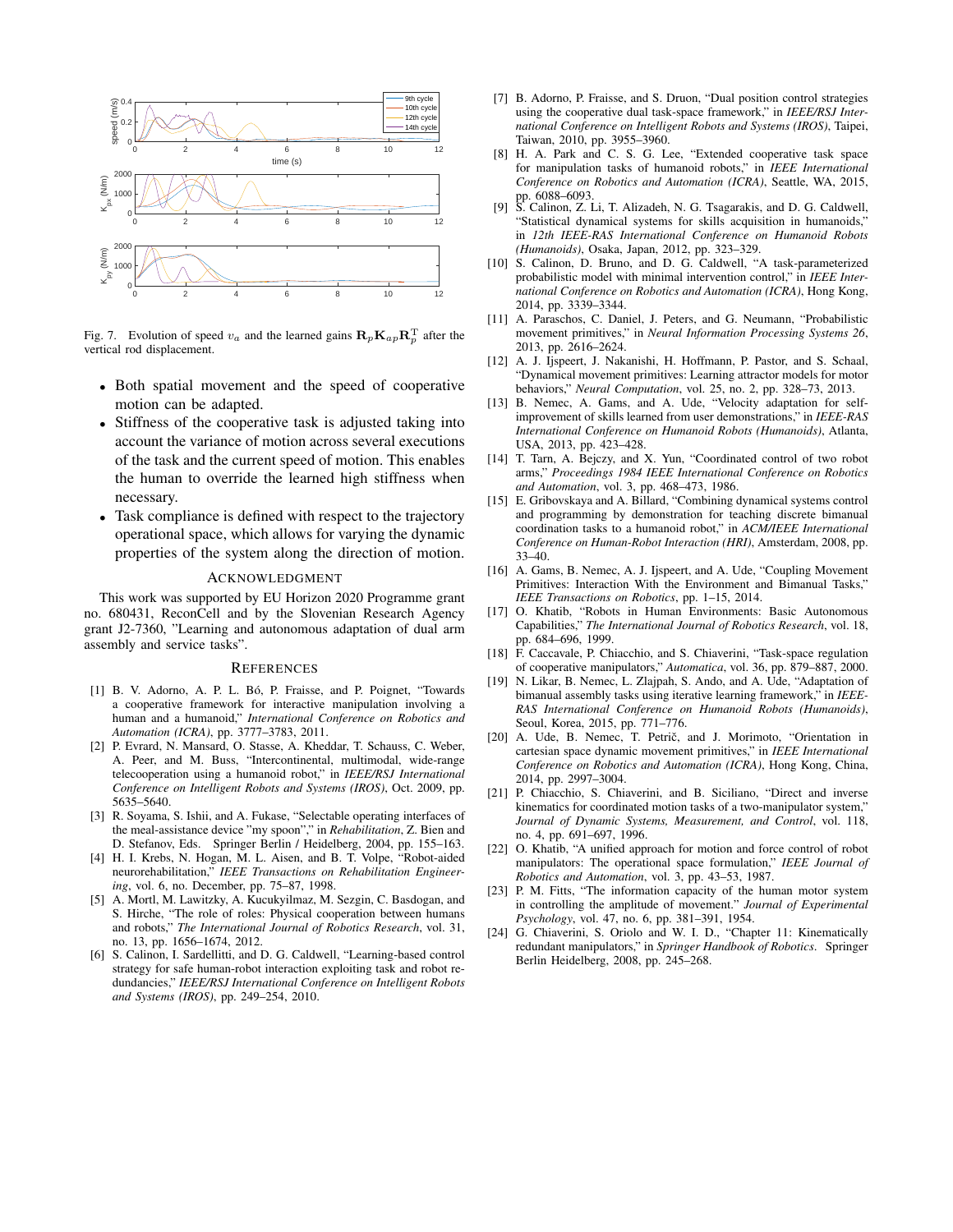speed (m/s)
0.4
0.2
0
0 2 4 6 8 10 12
time (s)
9th cycle
10th cycle
12th cycle
14th cycle

K_px (N/m)
2000
1000
0
0 2 4 6 8 10 12

K_py (N/m)
2000
1000
0
0 2 4 6 8 10 12

Fig. 7. Evolution of speed $v_a$ and the learned gains $\mathbf{R}_p\mathbf{K}_{ap}\mathbf{R}_p^{\mathrm{T}}$ after the vertical rod displacement.

- Both spatial movement and the speed of cooperative motion can be adapted.
- Stiffness of the cooperative task is adjusted taking into account the variance of motion across several executions of the task and the current speed of motion. This enables the human to override the learned high stiffness when necessary.
- Task compliance is defined with respect to the trajectory operational space, which allows for varying the dynamic properties of the system along the direction of motion.

## Acknowledgment

This work was supported by EU Horizon 2020 Programme grant no. 680431, ReconCell and by the Slovenian Research Agency grant J2-7360, "Learning and autonomous adaptation of dual arm assembly and service tasks".

## References

[1] B. V. Adorno, A. P. L. Bó, P. Fraisse, and P. Poignet, "Towards a cooperative framework for interactive manipulation involving a human and a humanoid," *International Conference on Robotics and Automation (ICRA)*, pp. 3777–3783, 2011.

[2] P. Evrard, N. Mansard, O. Stasse, A. Kheddar, T. Schauss, C. Weber, A. Peer, and M. Buss, "Intercontinental, multimodal, wide-range telecooperation using a humanoid robot," in *IEEE/RSJ International Conference on Intelligent Robots and Systems (IROS)*, Oct. 2009, pp. 5635–5640.

[3] R. Soyama, S. Ishii, and A. Fukase, "Selectable operating interfaces of the meal-assistance device "my spoon"," in *Rehabilitation*, Z. Bien and D. Stefanov, Eds. Springer Berlin / Heidelberg, 2004, pp. 155–163.

[4] H. I. Krebs, N. Hogan, M. L. Aisen, and B. T. Volpe, "Robot-aided neurorehabilitation," *IEEE Transactions on Rehabilitation Engineering*, vol. 6, no. December, pp. 75–87, 1998.

[5] A. Mortl, M. Lawitzky, A. Kucukyilmaz, M. Sezgin, C. Basdogan, and S. Hirche, "The role of roles: Physical cooperation between humans and robots," *The International Journal of Robotics Research*, vol. 31, no. 13, pp. 1656–1674, 2012.

[6] S. Calinon, I. Sardellitti, and D. G. Caldwell, "Learning-based control strategy for safe human-robot interaction exploiting task and robot redundancies," *IEEE/RSJ International Conference on Intelligent Robots and Systems (IROS)*, pp. 249–254, 2010.

[7] B. Adorno, P. Fraisse, and S. Druon, "Dual position control strategies using the cooperative dual task-space framework," in *IEEE/RSJ International Conference on Intelligent Robots and Systems (IROS)*, Taipei, Taiwan, 2010, pp. 3955–3960.

[8] H. A. Park and C. S. G. Lee, "Extended cooperative task space for manipulation tasks of humanoid robots," in *IEEE International Conference on Robotics and Automation (ICRA)*, Seattle, WA, 2015, pp. 6088–6093.

[9] S. Calinon, Z. Li, T. Alizadeh, N. G. Tsagarakis, and D. G. Caldwell, "Statistical dynamical systems for skills acquisition in humanoids," in *12th IEEE-RAS International Conference on Humanoid Robots (Humanoids)*, Osaka, Japan, 2012, pp. 323–329.

[10] S. Calinon, D. Bruno, and D. G. Caldwell, "A task-parameterized probabilistic model with minimal intervention control," in *IEEE International Conference on Robotics and Automation (ICRA)*, Hong Kong, 2014, pp. 3339–3344.

[11] A. Paraschos, C. Daniel, J. Peters, and G. Neumann, "Probabilistic movement primitives," in *Neural Information Processing Systems 26*, 2013, pp. 2616–2624.

[12] A. J. Ijspeert, J. Nakanishi, H. Hoffmann, P. Pastor, and S. Schaal, "Dynamical movement primitives: Learning attractor models for motor behaviors," *Neural Computation*, vol. 25, no. 2, pp. 328–73, 2013.

[13] B. Nemec, A. Gams, and A. Ude, "Velocity adaptation for self-improvement of skills learned from user demonstrations," in *IEEE-RAS International Conference on Humanoid Robots (Humanoids)*, Atlanta, USA, 2013, pp. 423–428.

[14] T. Tarn, A. Bejczy, and X. Yun, "Coordinated control of two robot arms," *Proceedings 1984 IEEE International Conference on Robotics and Automation*, vol. 3, pp. 468–473, 1986.

[15] E. Gribovskaya and A. Billard, "Combining dynamical systems control and programming by demonstration for teaching discrete bimanual coordination tasks to a humanoid robot," in *ACM/IEEE International Conference on Human-Robot Interaction (HRI)*, Amsterdam, 2008, pp. 33–40.

[16] A. Gams, B. Nemec, A. J. Ijspeert, and A. Ude, "Coupling Movement Primitives: Interaction With the Environment and Bimanual Tasks," *IEEE Transactions on Robotics*, pp. 1–15, 2014.

[17] O. Khatib, "Robots in Human Environments: Basic Autonomous Capabilities," *The International Journal of Robotics Research*, vol. 18, pp. 684–696, 1999.

[18] F. Caccavale, P. Chiacchio, and S. Chiaverini, "Task-space regulation of cooperative manipulators," *Automatica*, vol. 36, pp. 879–887, 2000.

[19] N. Likar, B. Nemec, L. Zlajpah, S. Ando, and A. Ude, "Adaptation of bimanual assembly tasks using iterative learning framework," in *IEEE-RAS International Conference on Humanoid Robots (Humanoids)*, Seoul, Korea, 2015, pp. 771–776.

[20] A. Ude, B. Nemec, T. Petrič, and J. Morimoto, "Orientation in cartesian space dynamic movement primitives," in *IEEE International Conference on Robotics and Automation (ICRA)*, Hong Kong, China, 2014, pp. 2997–3004.

[21] P. Chiacchio, S. Chiaverini, and B. Siciliano, "Direct and inverse kinematics for coordinated motion tasks of a two-manipulator system," *Journal of Dynamic Systems, Measurement, and Control*, vol. 118, no. 4, pp. 691–697, 1996.

[22] O. Khatib, "A unified approach for motion and force control of robot manipulators: The operational space formulation," *IEEE Journal of Robotics and Automation*, vol. 3, pp. 43–53, 1987.

[23] P. M. Fitts, "The information capacity of the human motor system in controlling the amplitude of movement." *Journal of Experimental Psychology*, vol. 47, no. 6, pp. 381–391, 1954.

[24] G. Chiaverini, S. Oriolo and W. I. D., "Chapter 11: Kinematically redundant manipulators," in *Springer Handbook of Robotics*. Springer Berlin Heidelberg, 2008, pp. 245–268.